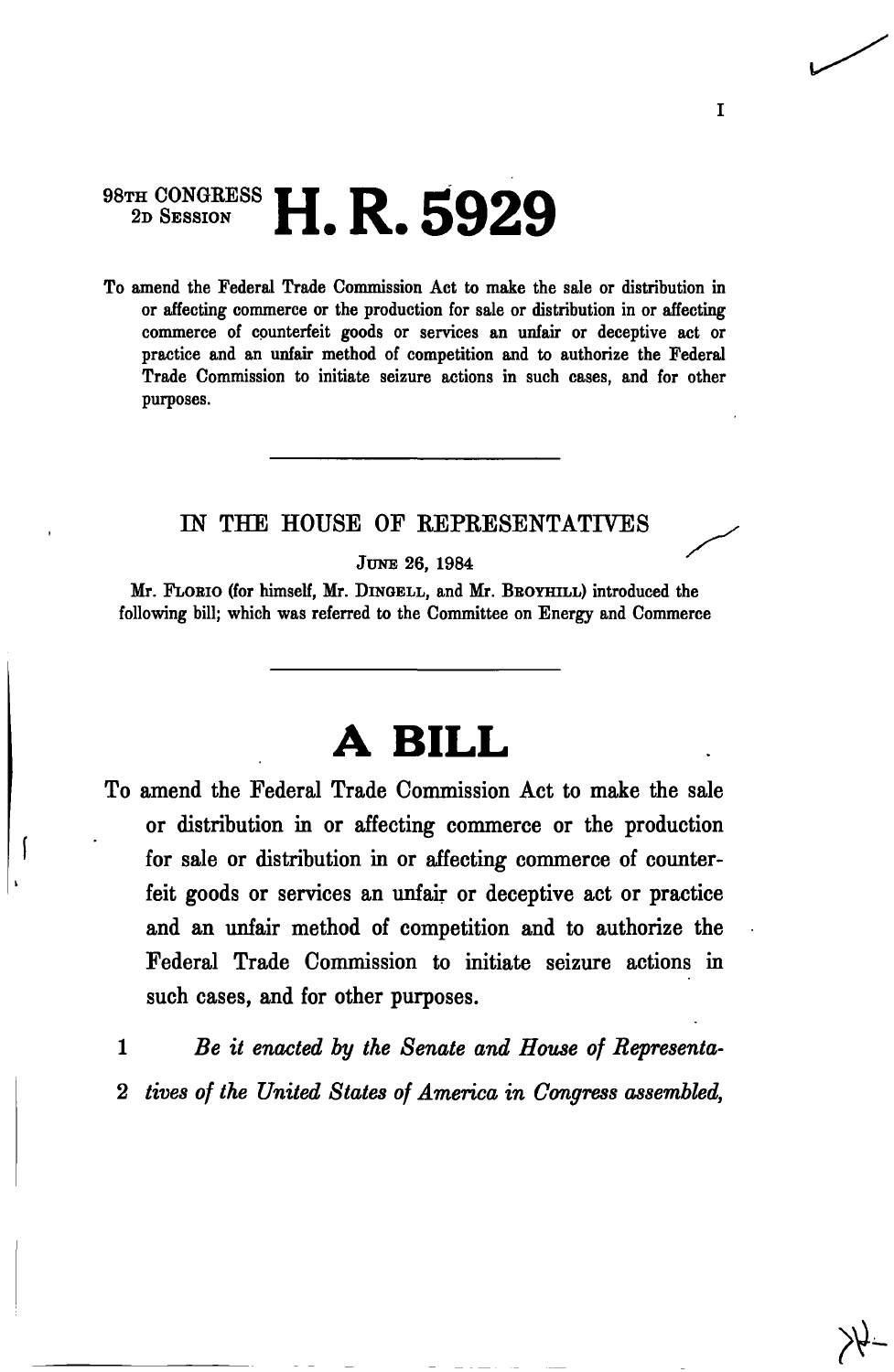98TH CONGRESS
2D SESSION

# H. R. 5929

To amend the Federal Trade Commission Act to make the sale or distribution in or affecting commerce or the production for sale or distribution in or affecting commerce of counterfeit goods or services an unfair or deceptive act or practice and an unfair method of competition and to authorize the Federal Trade Commission to initiate seizure actions in such cases, and for other purposes.

---

IN THE HOUSE OF REPRESENTATIVES

JUNE 26, 1984

Mr. FLORIO (for himself, Mr. DINGELL, and Mr. BROYHILL) introduced the following bill; which was referred to the Committee on Energy and Commerce

---

# A BILL

To amend the Federal Trade Commission Act to make the sale or distribution in or affecting commerce or the production for sale or distribution in or affecting commerce of counterfeit goods or services an unfair or deceptive act or practice and an unfair method of competition and to authorize the Federal Trade Commission to initiate seizure actions in such cases, and for other purposes.

1 *Be it enacted by the Senate and House of Representa-*
2 *tives of the United States of America in Congress assembled,*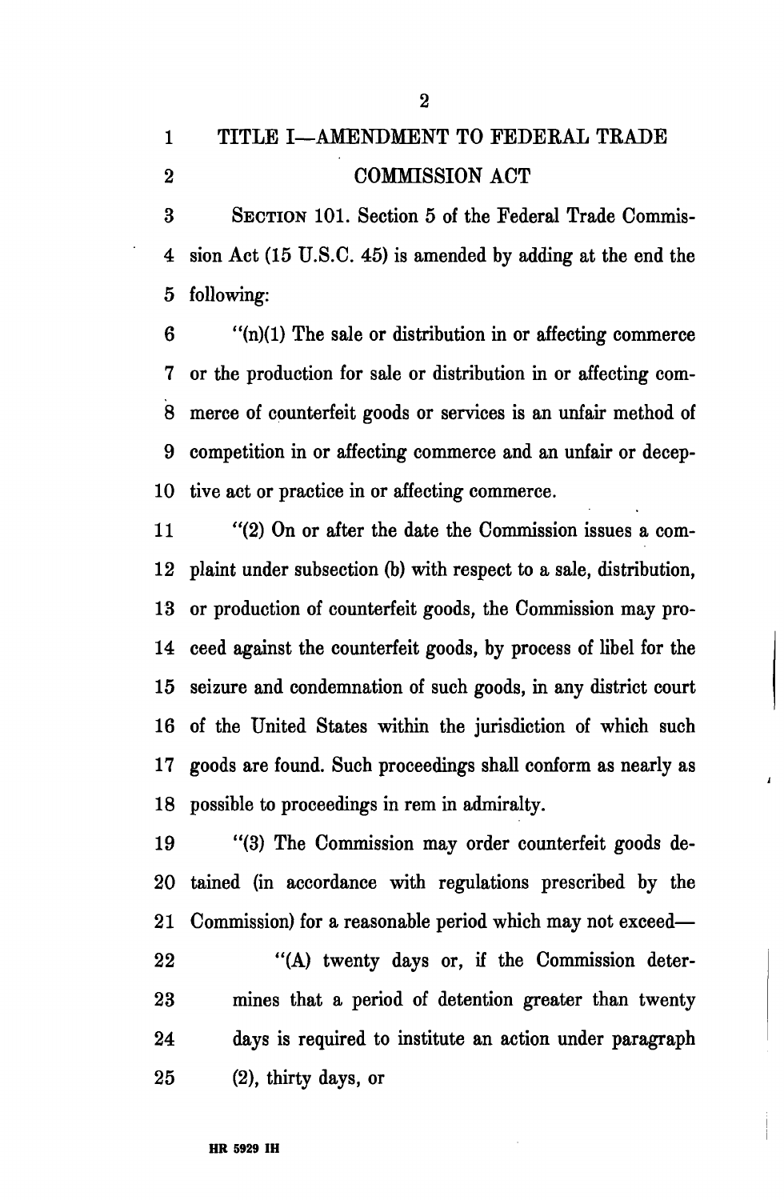## TITLE I—AMENDMENT TO FEDERAL TRADE COMMISSION ACT

SECTION 101. Section 5 of the Federal Trade Commission Act (15 U.S.C. 45) is amended by adding at the end the following:

"(n)(1) The sale or distribution in or affecting commerce or the production for sale or distribution in or affecting commerce of counterfeit goods or services is an unfair method of competition in or affecting commerce and an unfair or deceptive act or practice in or affecting commerce.

"(2) On or after the date the Commission issues a complaint under subsection (b) with respect to a sale, distribution, or production of counterfeit goods, the Commission may proceed against the counterfeit goods, by process of libel for the seizure and condemnation of such goods, in any district court of the United States within the jurisdiction of which such goods are found. Such proceedings shall conform as nearly as possible to proceedings in rem in admiralty.

"(3) The Commission may order counterfeit goods detained (in accordance with regulations prescribed by the Commission) for a reasonable period which may not exceed—

"(A) twenty days or, if the Commission determines that a period of detention greater than twenty days is required to institute an action under paragraph (2), thirty days, or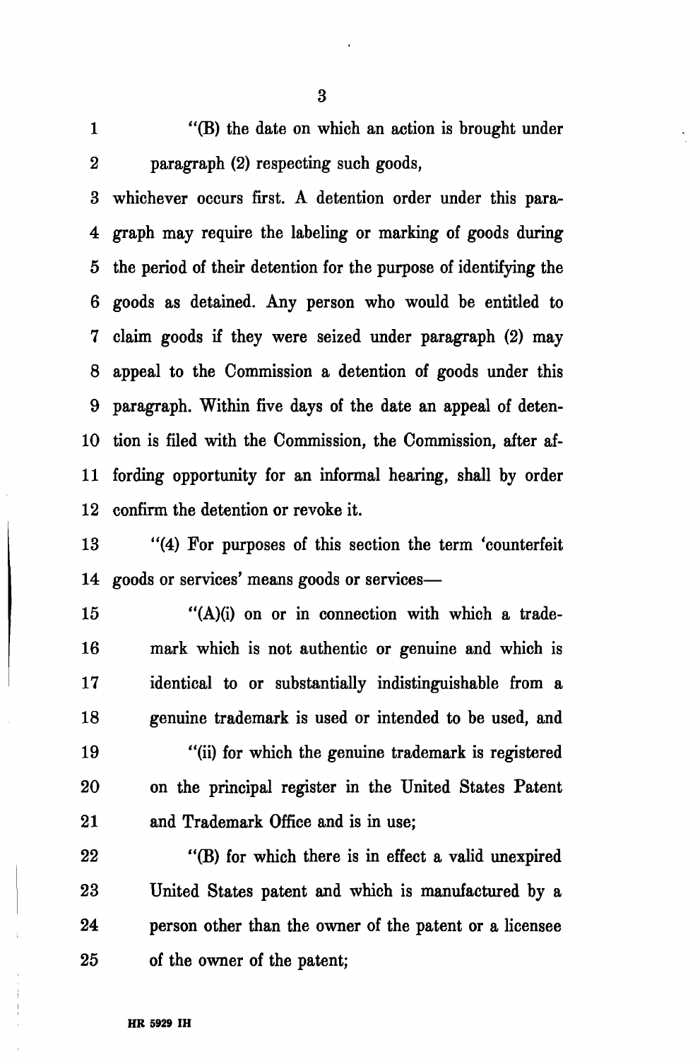"(B) the date on which an action is brought under paragraph (2) respecting such goods,

whichever occurs first. A detention order under this paragraph may require the labeling or marking of goods during the period of their detention for the purpose of identifying the goods as detained. Any person who would be entitled to claim goods if they were seized under paragraph (2) may appeal to the Commission a detention of goods under this paragraph. Within five days of the date an appeal of detention is filed with the Commission, the Commission, after affording opportunity for an informal hearing, shall by order confirm the detention or revoke it.

"(4) For purposes of this section the term 'counterfeit goods or services' means goods or services—

"(A)(i) on or in connection with which a trademark which is not authentic or genuine and which is identical to or substantially indistinguishable from a genuine trademark is used or intended to be used, and

"(ii) for which the genuine trademark is registered on the principal register in the United States Patent and Trademark Office and is in use;

"(B) for which there is in effect a valid unexpired United States patent and which is manufactured by a person other than the owner of the patent or a licensee of the owner of the patent;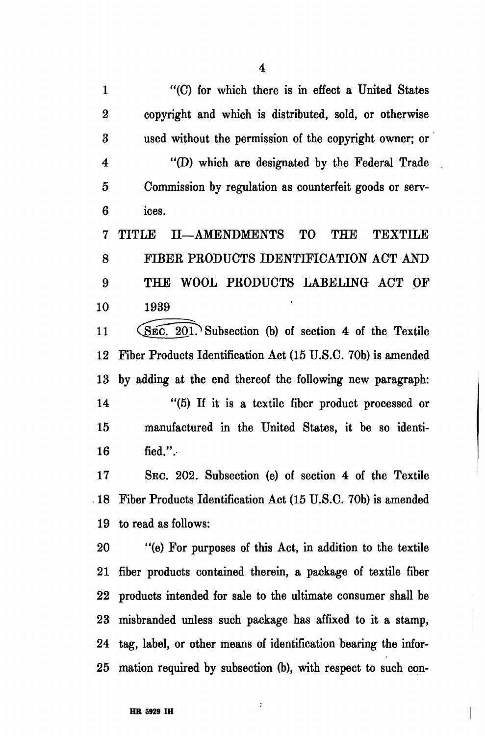"(C) for which there is in effect a United States copyright and which is distributed, sold, or otherwise used without the permission of the copyright owner; or

"(D) which are designated by the Federal Trade Commission by regulation as counterfeit goods or services.

## TITLE II—AMENDMENTS TO THE TEXTILE FIBER PRODUCTS IDENTIFICATION ACT AND THE WOOL PRODUCTS LABELING ACT OF 1939

SEC. 201. Subsection (b) of section 4 of the Textile Fiber Products Identification Act (15 U.S.C. 70b) is amended by adding at the end thereof the following new paragraph:

"(5) If it is a textile fiber product processed or manufactured in the United States, it be so identified.".

SEC. 202. Subsection (e) of section 4 of the Textile Fiber Products Identification Act (15 U.S.C. 70b) is amended to read as follows:

"(e) For purposes of this Act, in addition to the textile fiber products contained therein, a package of textile fiber products intended for sale to the ultimate consumer shall be misbranded unless such package has affixed to it a stamp, tag, label, or other means of identification bearing the information required by subsection (b), with respect to such con-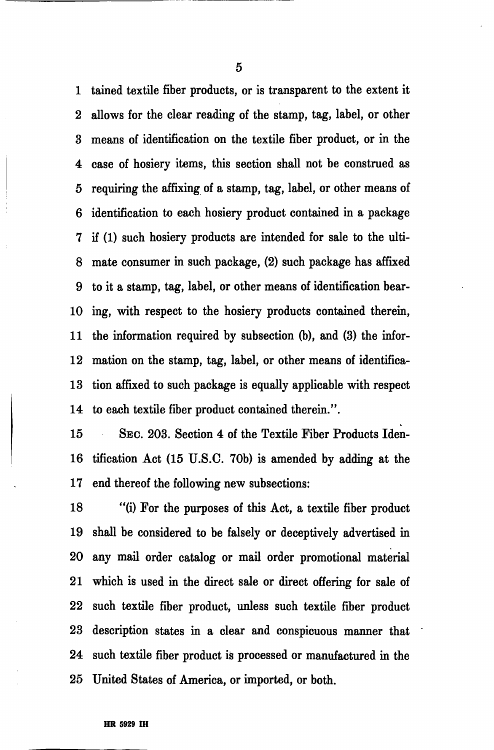tained textile fiber products, or is transparent to the extent it allows for the clear reading of the stamp, tag, label, or other means of identification on the textile fiber product, or in the case of hosiery items, this section shall not be construed as requiring the affixing of a stamp, tag, label, or other means of identification to each hosiery product contained in a package if (1) such hosiery products are intended for sale to the ultimate consumer in such package, (2) such package has affixed to it a stamp, tag, label, or other means of identification bearing, with respect to the hosiery products contained therein, the information required by subsection (b), and (3) the information on the stamp, tag, label, or other means of identification affixed to such package is equally applicable with respect to each textile fiber product contained therein.".

SEC. 203. Section 4 of the Textile Fiber Products Identification Act (15 U.S.C. 70b) is amended by adding at the end thereof the following new subsections:

"(i) For the purposes of this Act, a textile fiber product shall be considered to be falsely or deceptively advertised in any mail order catalog or mail order promotional material which is used in the direct sale or direct offering for sale of such textile fiber product, unless such textile fiber product description states in a clear and conspicuous manner that such textile fiber product is processed or manufactured in the United States of America, or imported, or both.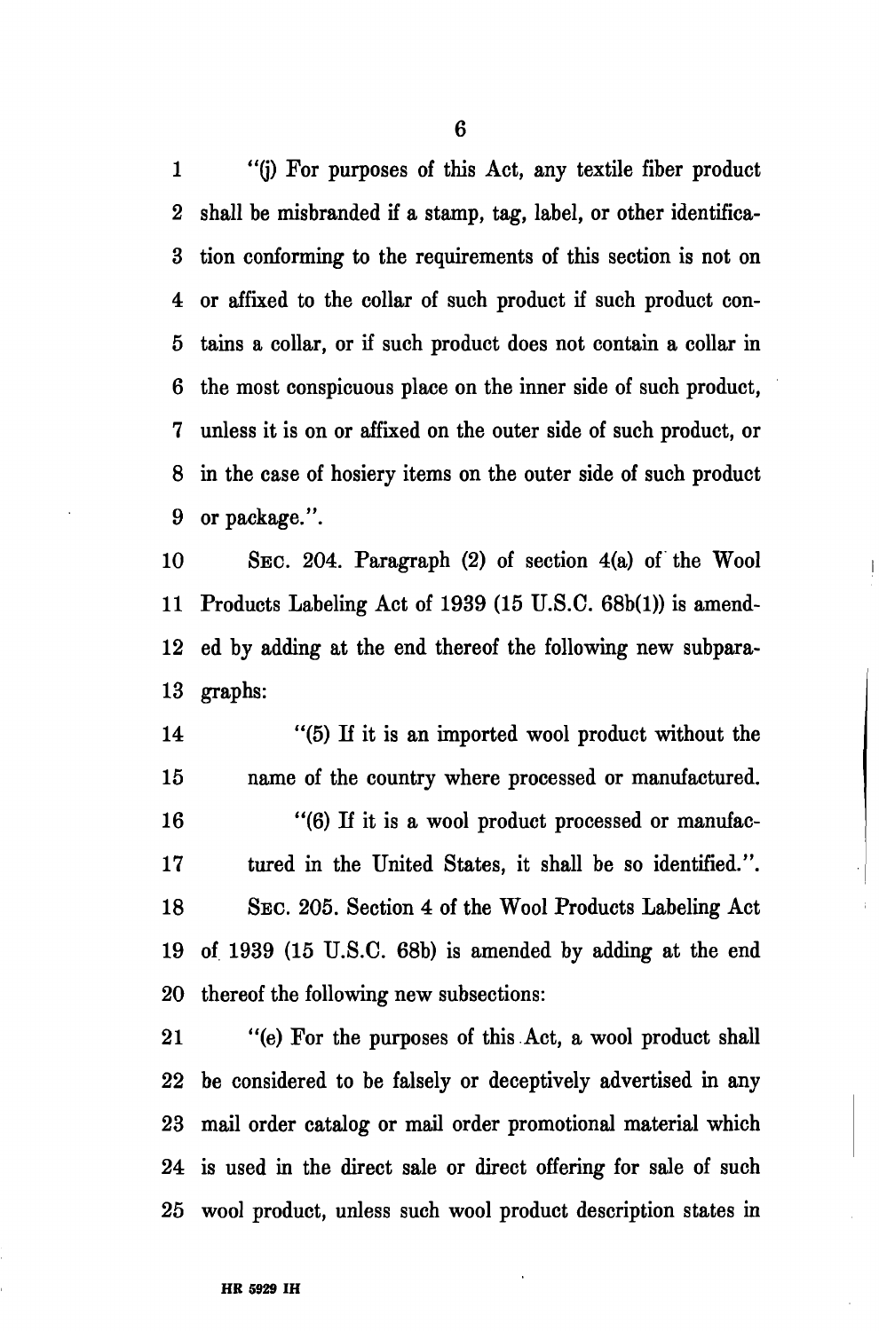"(j) For purposes of this Act, any textile fiber product shall be misbranded if a stamp, tag, label, or other identification conforming to the requirements of this section is not on or affixed to the collar of such product if such product contains a collar, or if such product does not contain a collar in the most conspicuous place on the inner side of such product, unless it is on or affixed on the outer side of such product, or in the case of hosiery items on the outer side of such product or package.".

SEC. 204. Paragraph (2) of section 4(a) of the Wool Products Labeling Act of 1939 (15 U.S.C. 68b(1)) is amended by adding at the end thereof the following new subparagraphs:

"(5) If it is an imported wool product without the name of the country where processed or manufactured.

"(6) If it is a wool product processed or manufactured in the United States, it shall be so identified.".

SEC. 205. Section 4 of the Wool Products Labeling Act of 1939 (15 U.S.C. 68b) is amended by adding at the end thereof the following new subsections:

"(e) For the purposes of this Act, a wool product shall be considered to be falsely or deceptively advertised in any mail order catalog or mail order promotional material which is used in the direct sale or direct offering for sale of such wool product, unless such wool product description states in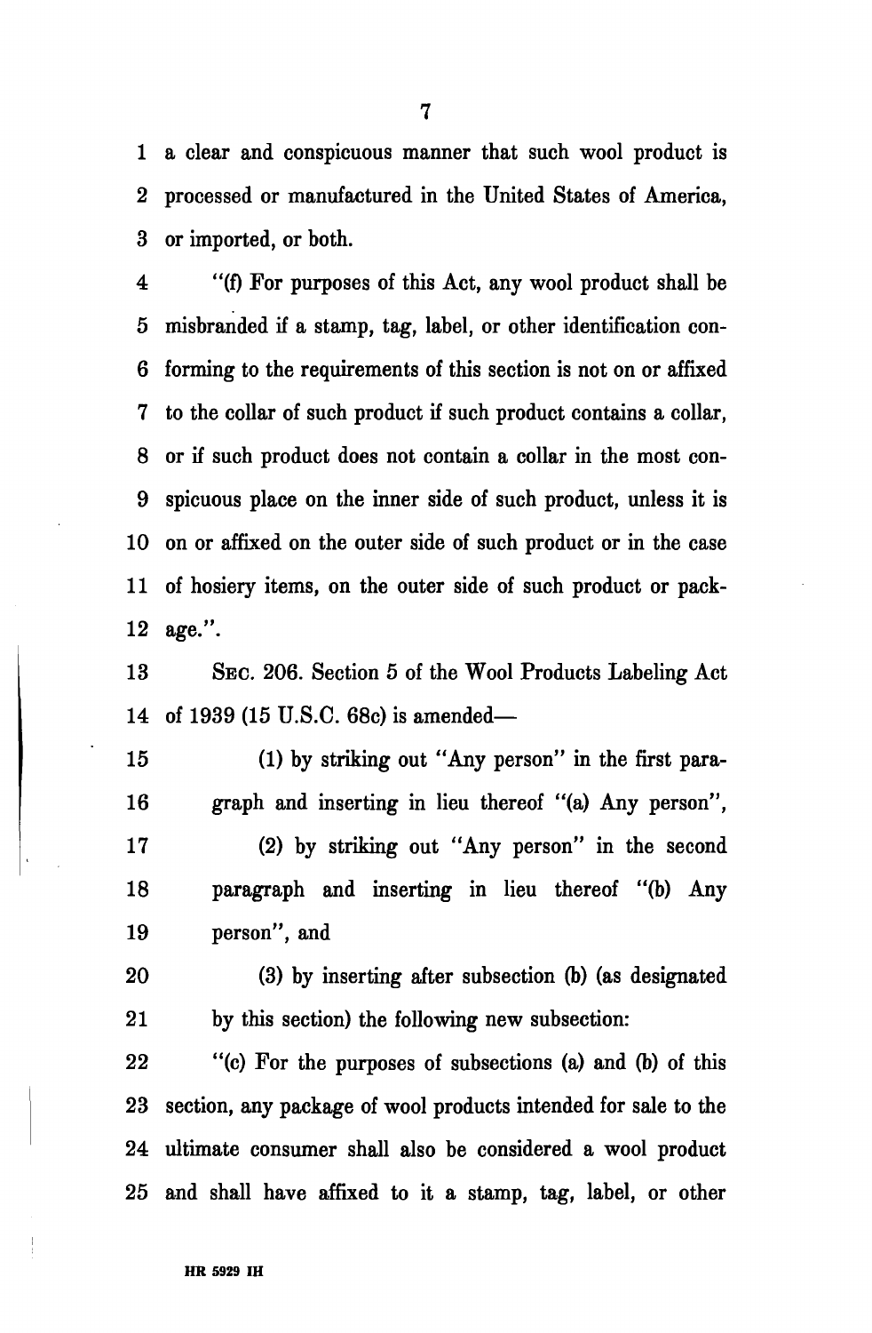a clear and conspicuous manner that such wool product is processed or manufactured in the United States of America, or imported, or both.

"(f) For purposes of this Act, any wool product shall be misbranded if a stamp, tag, label, or other identification conforming to the requirements of this section is not on or affixed to the collar of such product if such product contains a collar, or if such product does not contain a collar in the most conspicuous place on the inner side of such product, unless it is on or affixed on the outer side of such product or in the case of hosiery items, on the outer side of such product or package.".

SEC. 206. Section 5 of the Wool Products Labeling Act of 1939 (15 U.S.C. 68c) is amended—

(1) by striking out "Any person" in the first paragraph and inserting in lieu thereof "(a) Any person",

(2) by striking out "Any person" in the second paragraph and inserting in lieu thereof "(b) Any person", and

(3) by inserting after subsection (b) (as designated by this section) the following new subsection:

"(c) For the purposes of subsections (a) and (b) of this section, any package of wool products intended for sale to the ultimate consumer shall also be considered a wool product and shall have affixed to it a stamp, tag, label, or other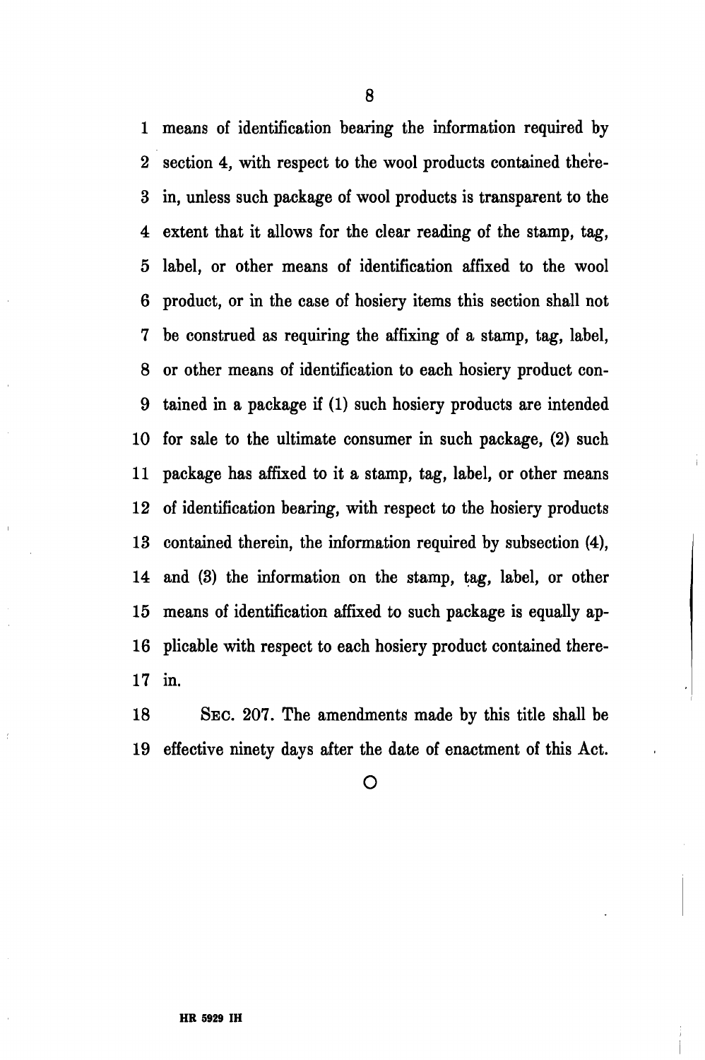means of identification bearing the information required by section 4, with respect to the wool products contained therein, unless such package of wool products is transparent to the extent that it allows for the clear reading of the stamp, tag, label, or other means of identification affixed to the wool product, or in the case of hosiery items this section shall not be construed as requiring the affixing of a stamp, tag, label, or other means of identification to each hosiery product contained in a package if (1) such hosiery products are intended for sale to the ultimate consumer in such package, (2) such package has affixed to it a stamp, tag, label, or other means of identification bearing, with respect to the hosiery products contained therein, the information required by subsection (4), and (3) the information on the stamp, tag, label, or other means of identification affixed to such package is equally applicable with respect to each hosiery product contained therein.

SEC. 207. The amendments made by this title shall be effective ninety days after the date of enactment of this Act.

HR 5929 IH